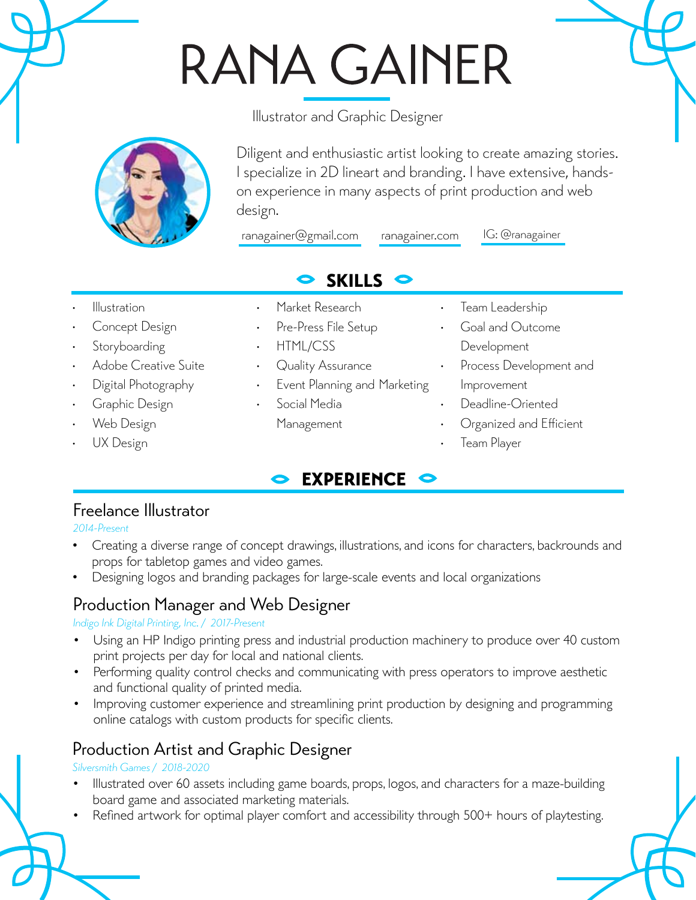# RANA GAINER

Illustrator and Graphic Designer

Diligent and enthusiastic artist looking to create amazing stories. I specialize in 2D lineart and branding. I have extensive, hands-on experience in many aspects of print production and web design.

ranagainer@gmail.com | ranagainer.com | IG: @ranagainer

## SKILLS

- Illustration
- Concept Design
- Storyboarding
- Adobe Creative Suite
- Digital Photography
- Graphic Design
- Web Design
- UX Design
- Market Research
- Pre-Press File Setup
- HTML/CSS
- Quality Assurance
- Event Planning and Marketing
- Social Media Management
- Team Leadership
- Goal and Outcome Development
- Process Development and Improvement
- Deadline-Oriented
- Organized and Efficient
- Team Player

## EXPERIENCE

### Freelance Illustrator

*2014-Present*

- Creating a diverse range of concept drawings, illustrations, and icons for characters, backrounds and props for tabletop games and video games.
- Designing logos and branding packages for large-scale events and local organizations

### Production Manager and Web Designer

*Indigo Ink Digital Printing, Inc. / 2017-Present*

- Using an HP Indigo printing press and industrial production machinery to produce over 40 custom print projects per day for local and national clients.
- Performing quality control checks and communicating with press operators to improve aesthetic and functional quality of printed media.
- Improving customer experience and streamlining print production by designing and programming online catalogs with custom products for specific clients.

### Production Artist and Graphic Designer

*Silversmith Games / 2018-2020*

- Illustrated over 60 assets including game boards, props, logos, and characters for a maze-building board game and associated marketing materials.
- Refined artwork for optimal player comfort and accessibility through 500+ hours of playtesting.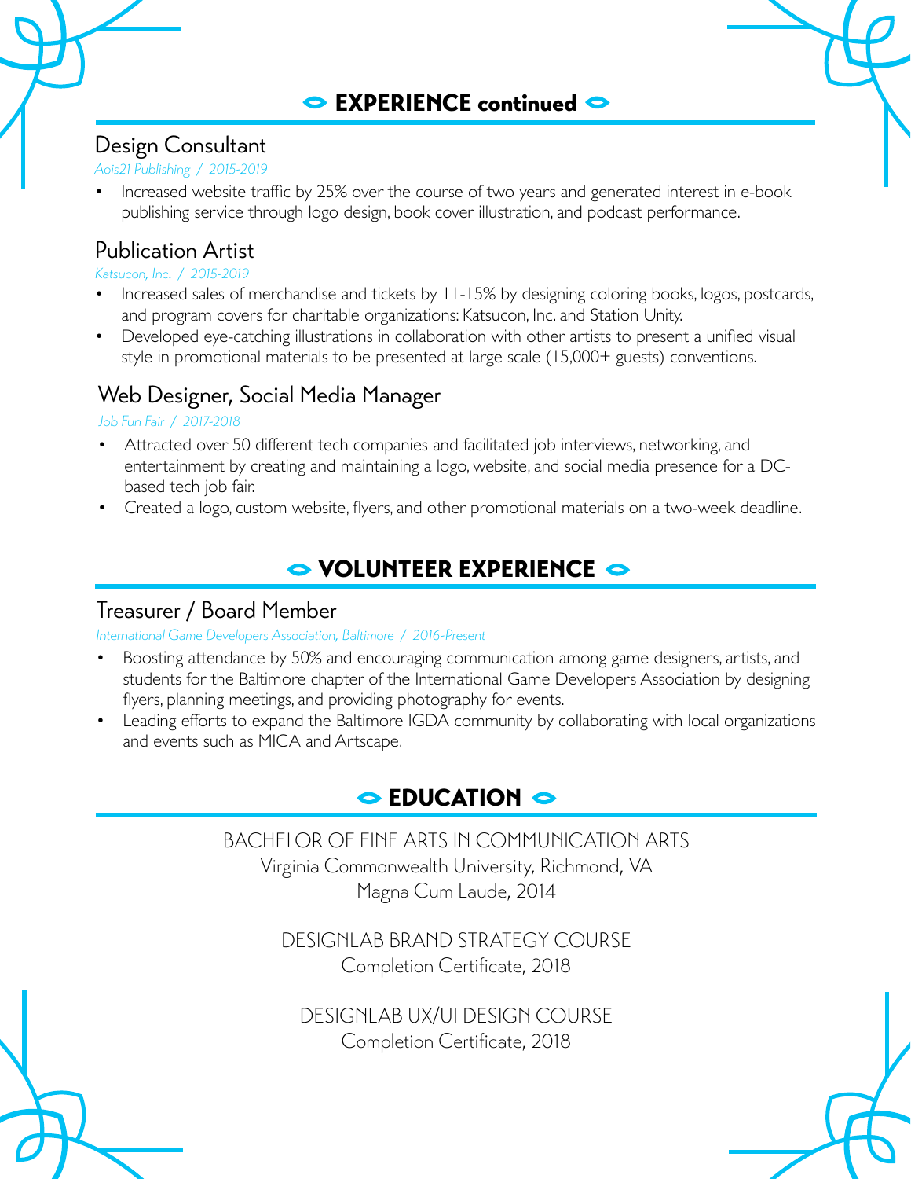## EXPERIENCE continued

### Design Consultant

*Aois21 Publishing / 2015-2019*

- Increased website traffic by 25% over the course of two years and generated interest in e-book publishing service through logo design, book cover illustration, and podcast performance.

### Publication Artist

*Katsucon, Inc. / 2015-2019*

- Increased sales of merchandise and tickets by 11-15% by designing coloring books, logos, postcards, and program covers for charitable organizations: Katsucon, Inc. and Station Unity.
- Developed eye-catching illustrations in collaboration with other artists to present a unified visual style in promotional materials to be presented at large scale (15,000+ guests) conventions.

### Web Designer, Social Media Manager

*Job Fun Fair / 2017-2018*

- Attracted over 50 different tech companies and facilitated job interviews, networking, and entertainment by creating and maintaining a logo, website, and social media presence for a DC-based tech job fair.
- Created a logo, custom website, flyers, and other promotional materials on a two-week deadline.

## VOLUNTEER EXPERIENCE

### Treasurer / Board Member

*International Game Developers Association, Baltimore / 2016-Present*

- Boosting attendance by 50% and encouraging communication among game designers, artists, and students for the Baltimore chapter of the International Game Developers Association by designing flyers, planning meetings, and providing photography for events.
- Leading efforts to expand the Baltimore IGDA community by collaborating with local organizations and events such as MICA and Artscape.

## EDUCATION

BACHELOR OF FINE ARTS IN COMMUNICATION ARTS
Virginia Commonwealth University, Richmond, VA
Magna Cum Laude, 2014

DESIGNLAB BRAND STRATEGY COURSE
Completion Certificate, 2018

DESIGNLAB UX/UI DESIGN COURSE
Completion Certificate, 2018